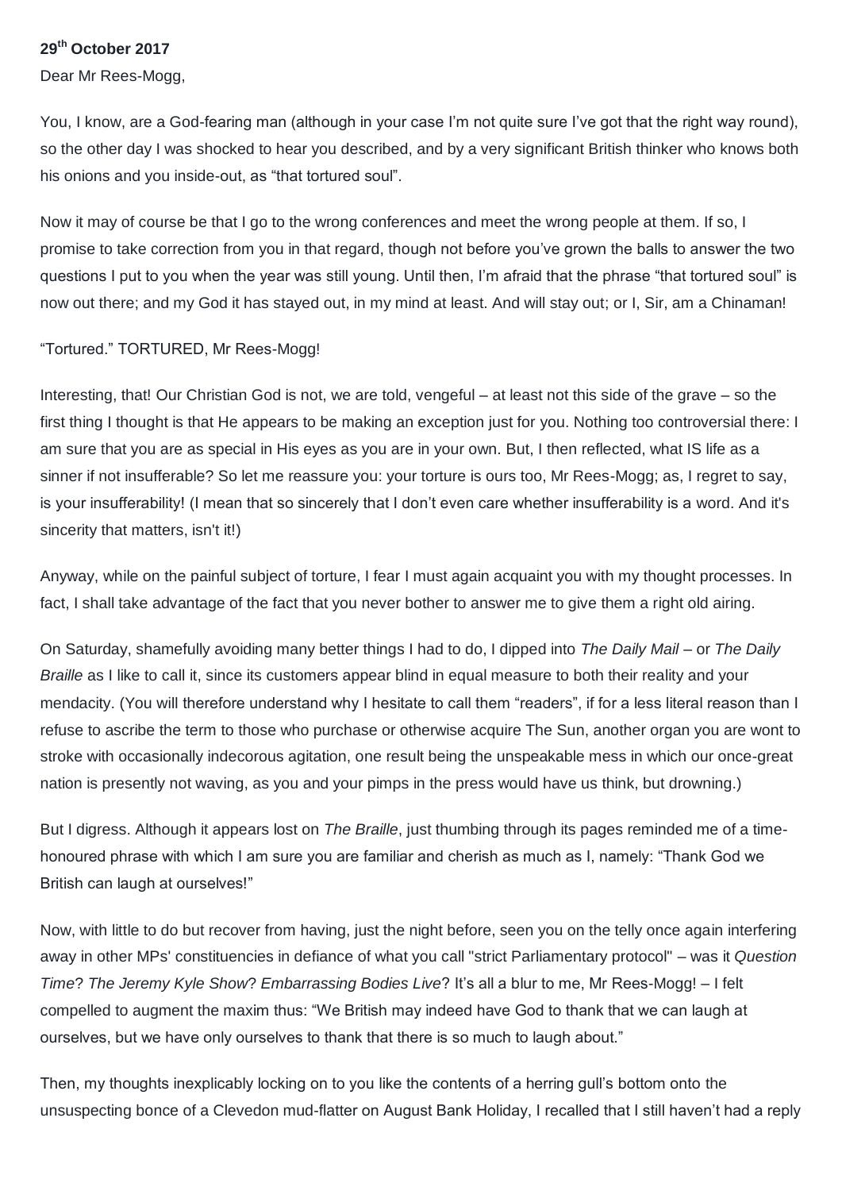**29th October 2017**

Dear Mr Rees-Mogg,

You, I know, are a God-fearing man (although in your case I'm not quite sure I've got that the right way round), so the other day I was shocked to hear you described, and by a very significant British thinker who knows both his onions and you inside-out, as "that tortured soul".

Now it may of course be that I go to the wrong conferences and meet the wrong people at them. If so, I promise to take correction from you in that regard, though not before you've grown the balls to answer the two questions I put to you when the year was still young. Until then, I'm afraid that the phrase "that tortured soul" is now out there; and my God it has stayed out, in my mind at least. And will stay out; or I, Sir, am a Chinaman!

"Tortured." TORTURED, Mr Rees-Mogg!

Interesting, that! Our Christian God is not, we are told, vengeful – at least not this side of the grave – so the first thing I thought is that He appears to be making an exception just for you. Nothing too controversial there: I am sure that you are as special in His eyes as you are in your own. But, I then reflected, what IS life as a sinner if not insufferable? So let me reassure you: your torture is ours too, Mr Rees-Mogg; as, I regret to say, is your insufferability! (I mean that so sincerely that I don't even care whether insufferability is a word. And it's sincerity that matters, isn't it!)

Anyway, while on the painful subject of torture, I fear I must again acquaint you with my thought processes. In fact, I shall take advantage of the fact that you never bother to answer me to give them a right old airing.

On Saturday, shamefully avoiding many better things I had to do, I dipped into *The Daily Mail* – or *The Daily Braille* as I like to call it, since its customers appear blind in equal measure to both their reality and your mendacity. (You will therefore understand why I hesitate to call them "readers", if for a less literal reason than I refuse to ascribe the term to those who purchase or otherwise acquire The Sun, another organ you are wont to stroke with occasionally indecorous agitation, one result being the unspeakable mess in which our once-great nation is presently not waving, as you and your pimps in the press would have us think, but drowning.)

But I digress. Although it appears lost on *The Braille*, just thumbing through its pages reminded me of a time-honoured phrase with which I am sure you are familiar and cherish as much as I, namely: "Thank God we British can laugh at ourselves!"

Now, with little to do but recover from having, just the night before, seen you on the telly once again interfering away in other MPs' constituencies in defiance of what you call "strict Parliamentary protocol" – was it *Question Time*? *The Jeremy Kyle Show*? *Embarrassing Bodies Live*? It's all a blur to me, Mr Rees-Mogg! – I felt compelled to augment the maxim thus: "We British may indeed have God to thank that we can laugh at ourselves, but we have only ourselves to thank that there is so much to laugh about."

Then, my thoughts inexplicably locking on to you like the contents of a herring gull's bottom onto the unsuspecting bonce of a Clevedon mud-flatter on August Bank Holiday, I recalled that I still haven't had a reply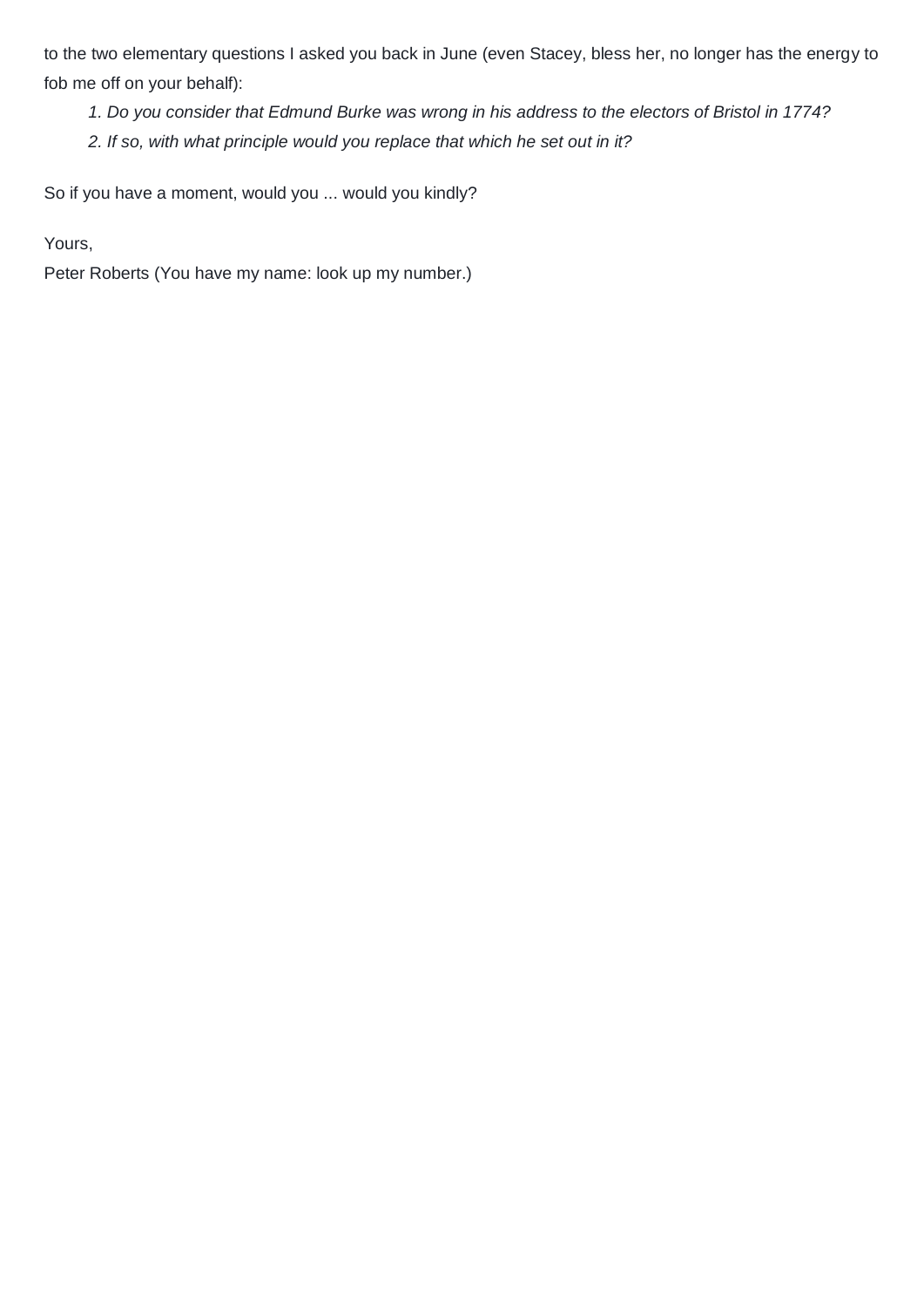to the two elementary questions I asked you back in June (even Stacey, bless her, no longer has the energy to fob me off on your behalf):

> *1. Do you consider that Edmund Burke was wrong in his address to the electors of Bristol in 1774?*
>
> *2. If so, with what principle would you replace that which he set out in it?*

So if you have a moment, would you ... would you kindly?

Yours,

Peter Roberts (You have my name: look up my number.)